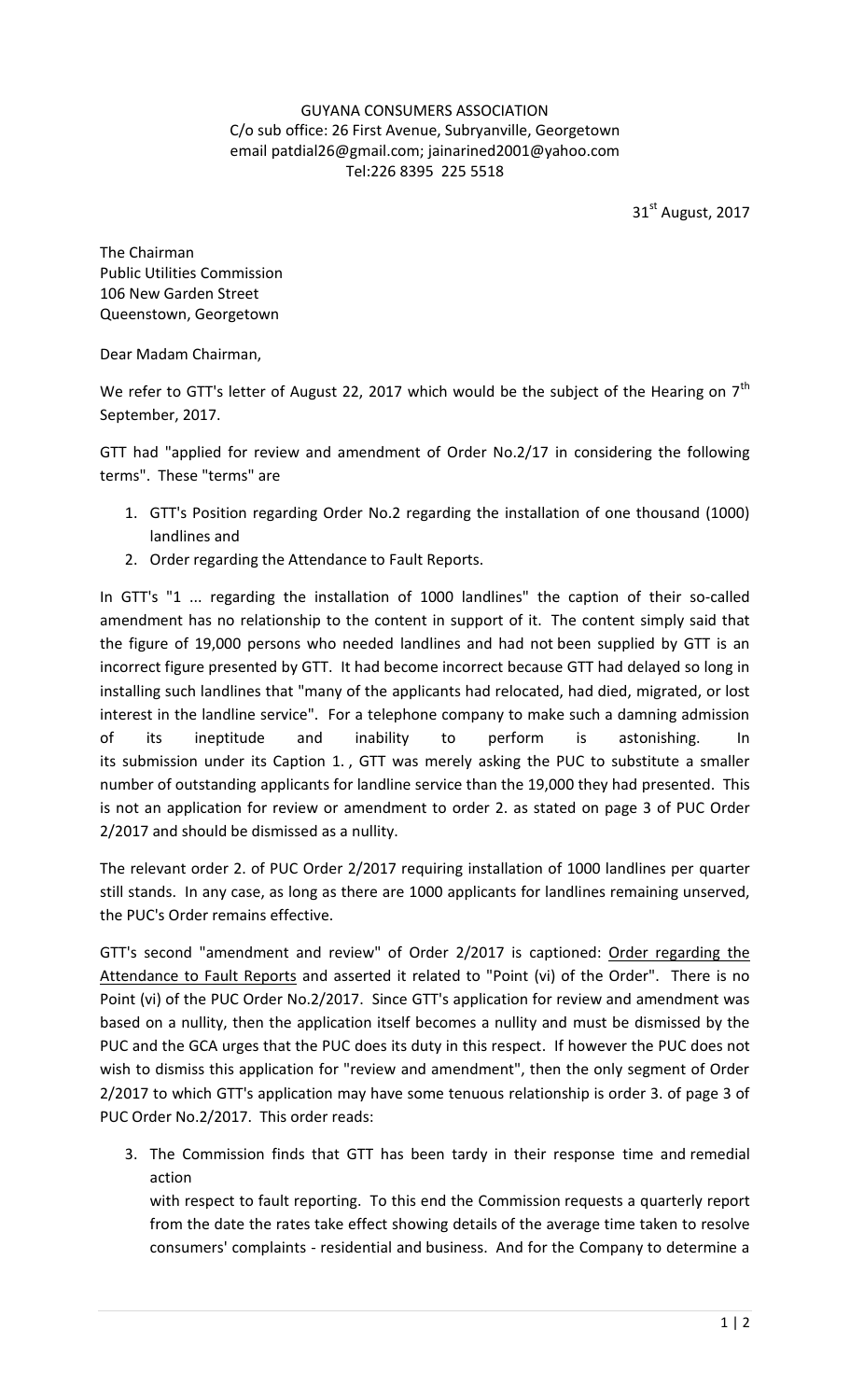GUYANA CONSUMERS ASSOCIATION
C/o sub office: 26 First Avenue, Subryanville, Georgetown
email patdial26@gmail.com; jainarined2001@yahoo.com
Tel:226 8395 225 5518

31st August, 2017

The Chairman
Public Utilities Commission
106 New Garden Street
Queenstown, Georgetown

Dear Madam Chairman,

We refer to GTT's letter of August 22, 2017 which would be the subject of the Hearing on 7th September, 2017.

GTT had "applied for review and amendment of Order No.2/17 in considering the following terms". These "terms" are

1. GTT's Position regarding Order No.2 regarding the installation of one thousand (1000) landlines and
2. Order regarding the Attendance to Fault Reports.

In GTT's "1 ... regarding the installation of 1000 landlines" the caption of their so-called amendment has no relationship to the content in support of it. The content simply said that the figure of 19,000 persons who needed landlines and had not been supplied by GTT is an incorrect figure presented by GTT. It had become incorrect because GTT had delayed so long in installing such landlines that "many of the applicants had relocated, had died, migrated, or lost interest in the landline service". For a telephone company to make such a damning admission of its ineptitude and inability to perform is astonishing. In its submission under its Caption 1. , GTT was merely asking the PUC to substitute a smaller number of outstanding applicants for landline service than the 19,000 they had presented. This is not an application for review or amendment to order 2. as stated on page 3 of PUC Order 2/2017 and should be dismissed as a nullity.

The relevant order 2. of PUC Order 2/2017 requiring installation of 1000 landlines per quarter still stands. In any case, as long as there are 1000 applicants for landlines remaining unserved, the PUC's Order remains effective.

GTT's second "amendment and review" of Order 2/2017 is captioned: <u>Order regarding the Attendance to Fault Reports</u> and asserted it related to "Point (vi) of the Order". There is no Point (vi) of the PUC Order No.2/2017. Since GTT's application for review and amendment was based on a nullity, then the application itself becomes a nullity and must be dismissed by the PUC and the GCA urges that the PUC does its duty in this respect. If however the PUC does not wish to dismiss this application for "review and amendment", then the only segment of Order 2/2017 to which GTT's application may have some tenuous relationship is order 3. of page 3 of PUC Order No.2/2017. This order reads:

3. The Commission finds that GTT has been tardy in their response time and remedial action
   with respect to fault reporting. To this end the Commission requests a quarterly report from the date the rates take effect showing details of the average time taken to resolve consumers' complaints - residential and business. And for the Company to determine a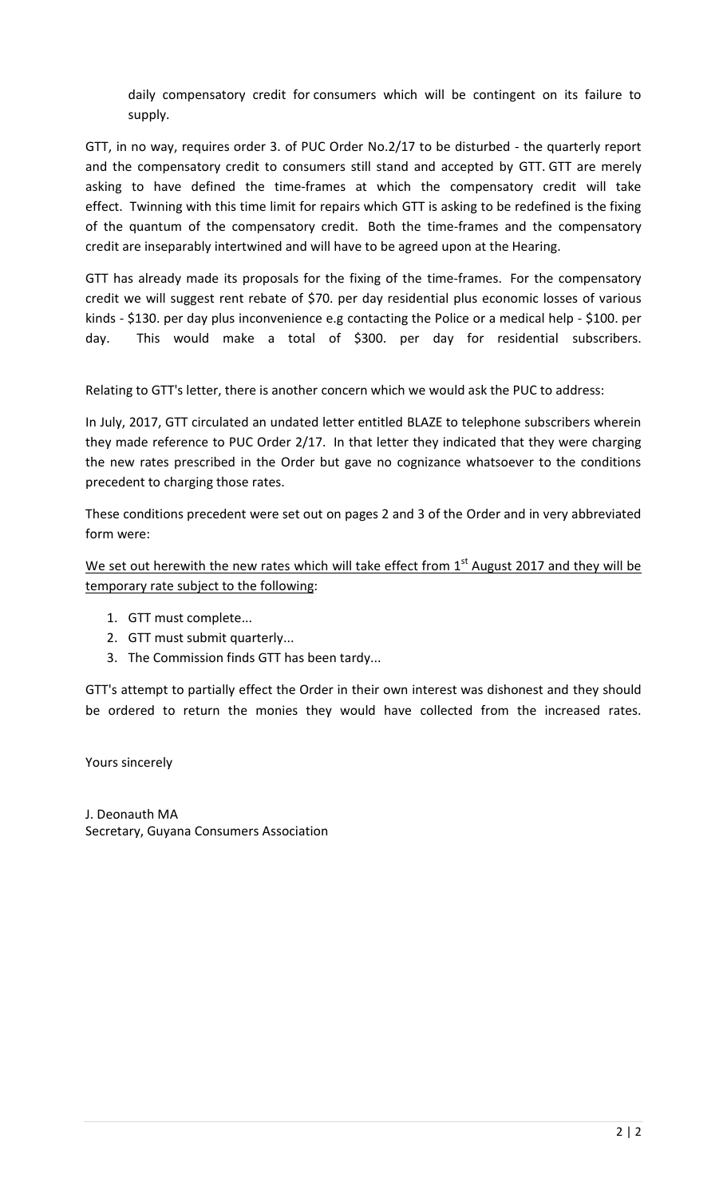daily compensatory credit for consumers which will be contingent on its failure to supply.

GTT, in no way, requires order 3. of PUC Order No.2/17 to be disturbed - the quarterly report and the compensatory credit to consumers still stand and accepted by GTT. GTT are merely asking to have defined the time-frames at which the compensatory credit will take effect. Twinning with this time limit for repairs which GTT is asking to be redefined is the fixing of the quantum of the compensatory credit. Both the time-frames and the compensatory credit are inseparably intertwined and will have to be agreed upon at the Hearing.

GTT has already made its proposals for the fixing of the time-frames. For the compensatory credit we will suggest rent rebate of $70. per day residential plus economic losses of various kinds - $130. per day plus inconvenience e.g contacting the Police or a medical help - $100. per day. This would make a total of $300. per day for residential subscribers.

Relating to GTT's letter, there is another concern which we would ask the PUC to address:

In July, 2017, GTT circulated an undated letter entitled BLAZE to telephone subscribers wherein they made reference to PUC Order 2/17. In that letter they indicated that they were charging the new rates prescribed in the Order but gave no cognizance whatsoever to the conditions precedent to charging those rates.

These conditions precedent were set out on pages 2 and 3 of the Order and in very abbreviated form were:

<u>We set out herewith the new rates which will take effect from 1st August 2017 and they will be temporary rate subject to the following</u>:

1. GTT must complete...
2. GTT must submit quarterly...
3. The Commission finds GTT has been tardy...

GTT's attempt to partially effect the Order in their own interest was dishonest and they should be ordered to return the monies they would have collected from the increased rates.

Yours sincerely

J. Deonauth MA
Secretary, Guyana Consumers Association